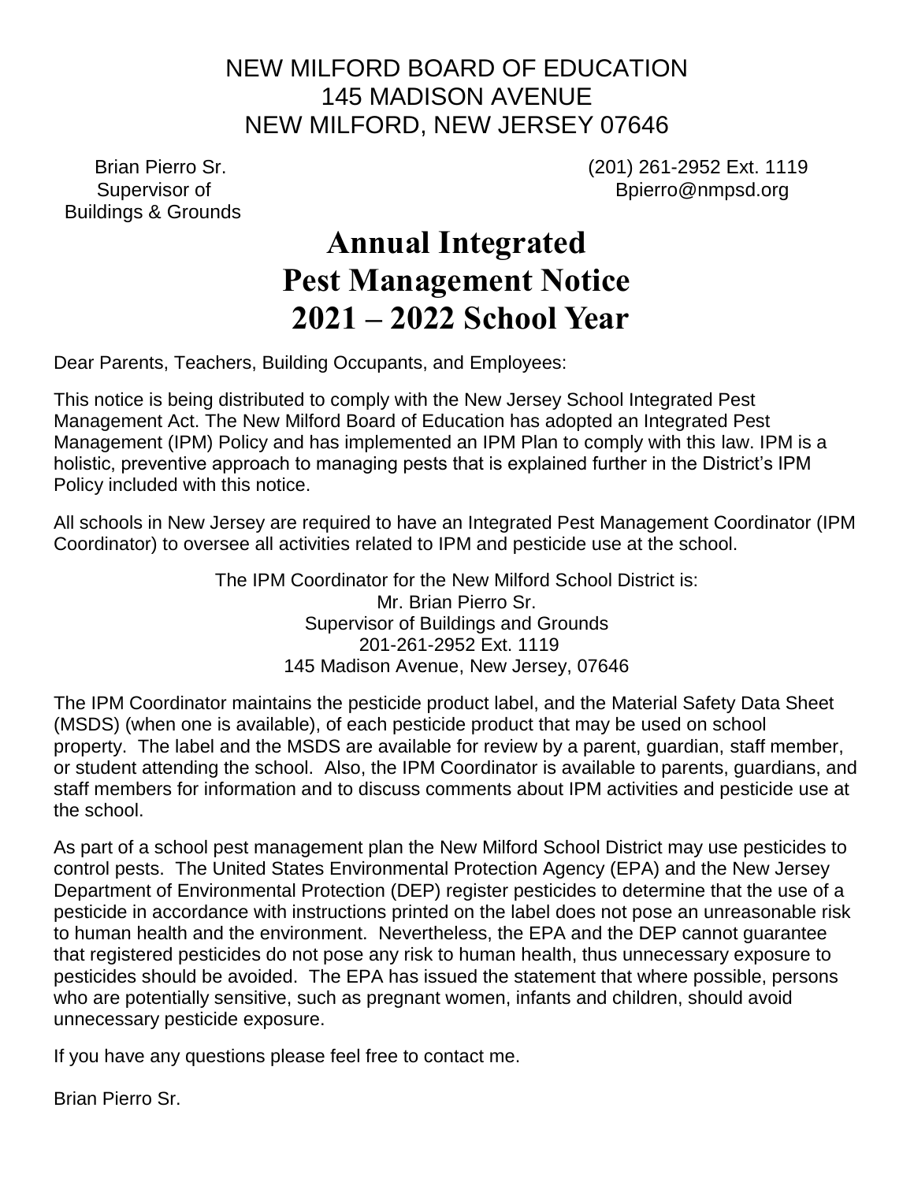NEW MILFORD BOARD OF EDUCATION
145 MADISON AVENUE
NEW MILFORD, NEW JERSEY 07646

Brian Pierro Sr.
Supervisor of
Buildings & Grounds

(201) 261-2952 Ext. 1119
Bpierro@nmpsd.org

# Annual Integrated Pest Management Notice 2021 – 2022 School Year

Dear Parents, Teachers, Building Occupants, and Employees:

This notice is being distributed to comply with the New Jersey School Integrated Pest Management Act. The New Milford Board of Education has adopted an Integrated Pest Management (IPM) Policy and has implemented an IPM Plan to comply with this law. IPM is a holistic, preventive approach to managing pests that is explained further in the District's IPM Policy included with this notice.

All schools in New Jersey are required to have an Integrated Pest Management Coordinator (IPM Coordinator) to oversee all activities related to IPM and pesticide use at the school.

The IPM Coordinator for the New Milford School District is:
Mr. Brian Pierro Sr.
Supervisor of Buildings and Grounds
201-261-2952 Ext. 1119
145 Madison Avenue, New Jersey, 07646

The IPM Coordinator maintains the pesticide product label, and the Material Safety Data Sheet (MSDS) (when one is available), of each pesticide product that may be used on school property. The label and the MSDS are available for review by a parent, guardian, staff member, or student attending the school. Also, the IPM Coordinator is available to parents, guardians, and staff members for information and to discuss comments about IPM activities and pesticide use at the school.

As part of a school pest management plan the New Milford School District may use pesticides to control pests. The United States Environmental Protection Agency (EPA) and the New Jersey Department of Environmental Protection (DEP) register pesticides to determine that the use of a pesticide in accordance with instructions printed on the label does not pose an unreasonable risk to human health and the environment. Nevertheless, the EPA and the DEP cannot guarantee that registered pesticides do not pose any risk to human health, thus unnecessary exposure to pesticides should be avoided. The EPA has issued the statement that where possible, persons who are potentially sensitive, such as pregnant women, infants and children, should avoid unnecessary pesticide exposure.

If you have any questions please feel free to contact me.

Brian Pierro Sr.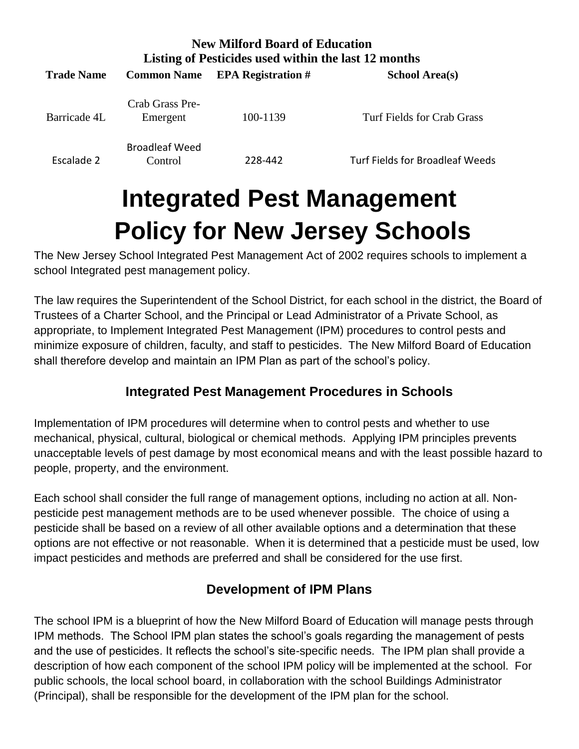**New Milford Board of Education**
**Listing of Pesticides used within the last 12 months**

| Trade Name | Common Name | EPA Registration # | School Area(s) |
|---|---|---|---|
| Barricade 4L | Crab Grass Pre-Emergent | 100-1139 | Turf Fields for Crab Grass |
| Escalade 2 | Broadleaf Weed Control | 228-442 | Turf Fields for Broadleaf Weeds |

# Integrated Pest Management Policy for New Jersey Schools

The New Jersey School Integrated Pest Management Act of 2002 requires schools to implement a school Integrated pest management policy.

The law requires the Superintendent of the School District, for each school in the district, the Board of Trustees of a Charter School, and the Principal or Lead Administrator of a Private School, as appropriate, to Implement Integrated Pest Management (IPM) procedures to control pests and minimize exposure of children, faculty, and staff to pesticides. The New Milford Board of Education shall therefore develop and maintain an IPM Plan as part of the school's policy.

## Integrated Pest Management Procedures in Schools

Implementation of IPM procedures will determine when to control pests and whether to use mechanical, physical, cultural, biological or chemical methods. Applying IPM principles prevents unacceptable levels of pest damage by most economical means and with the least possible hazard to people, property, and the environment.

Each school shall consider the full range of management options, including no action at all. Non-pesticide pest management methods are to be used whenever possible. The choice of using a pesticide shall be based on a review of all other available options and a determination that these options are not effective or not reasonable. When it is determined that a pesticide must be used, low impact pesticides and methods are preferred and shall be considered for the use first.

## Development of IPM Plans

The school IPM is a blueprint of how the New Milford Board of Education will manage pests through IPM methods. The School IPM plan states the school's goals regarding the management of pests and the use of pesticides. It reflects the school's site-specific needs. The IPM plan shall provide a description of how each component of the school IPM policy will be implemented at the school. For public schools, the local school board, in collaboration with the school Buildings Administrator (Principal), shall be responsible for the development of the IPM plan for the school.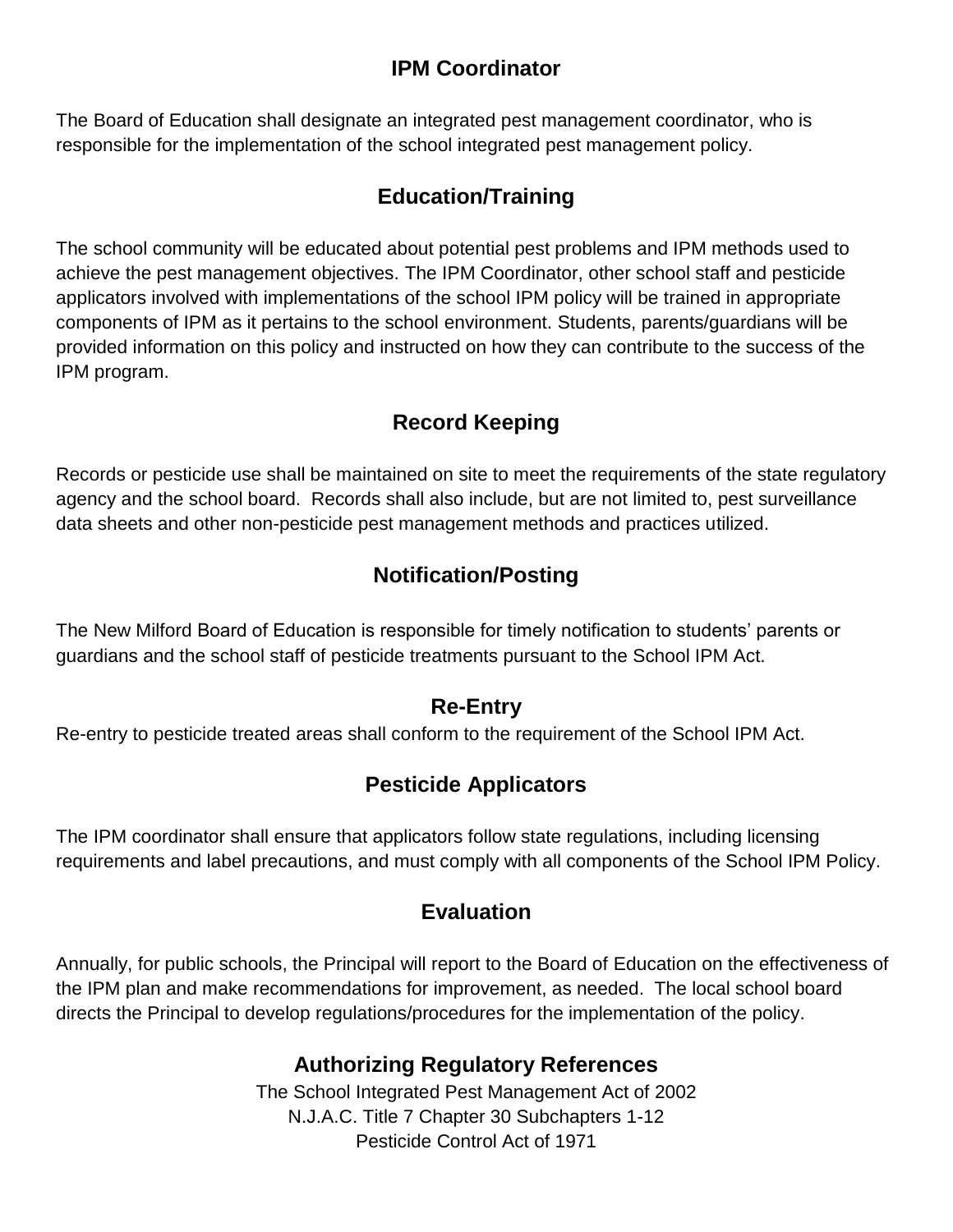## IPM Coordinator

The Board of Education shall designate an integrated pest management coordinator, who is responsible for the implementation of the school integrated pest management policy.

## Education/Training

The school community will be educated about potential pest problems and IPM methods used to achieve the pest management objectives. The IPM Coordinator, other school staff and pesticide applicators involved with implementations of the school IPM policy will be trained in appropriate components of IPM as it pertains to the school environment. Students, parents/guardians will be provided information on this policy and instructed on how they can contribute to the success of the IPM program.

## Record Keeping

Records or pesticide use shall be maintained on site to meet the requirements of the state regulatory agency and the school board. Records shall also include, but are not limited to, pest surveillance data sheets and other non-pesticide pest management methods and practices utilized.

## Notification/Posting

The New Milford Board of Education is responsible for timely notification to students' parents or guardians and the school staff of pesticide treatments pursuant to the School IPM Act.

## Re-Entry

Re-entry to pesticide treated areas shall conform to the requirement of the School IPM Act.

## Pesticide Applicators

The IPM coordinator shall ensure that applicators follow state regulations, including licensing requirements and label precautions, and must comply with all components of the School IPM Policy.

## Evaluation

Annually, for public schools, the Principal will report to the Board of Education on the effectiveness of the IPM plan and make recommendations for improvement, as needed. The local school board directs the Principal to develop regulations/procedures for the implementation of the policy.

## Authorizing Regulatory References

The School Integrated Pest Management Act of 2002

N.J.A.C. Title 7 Chapter 30 Subchapters 1-12

Pesticide Control Act of 1971